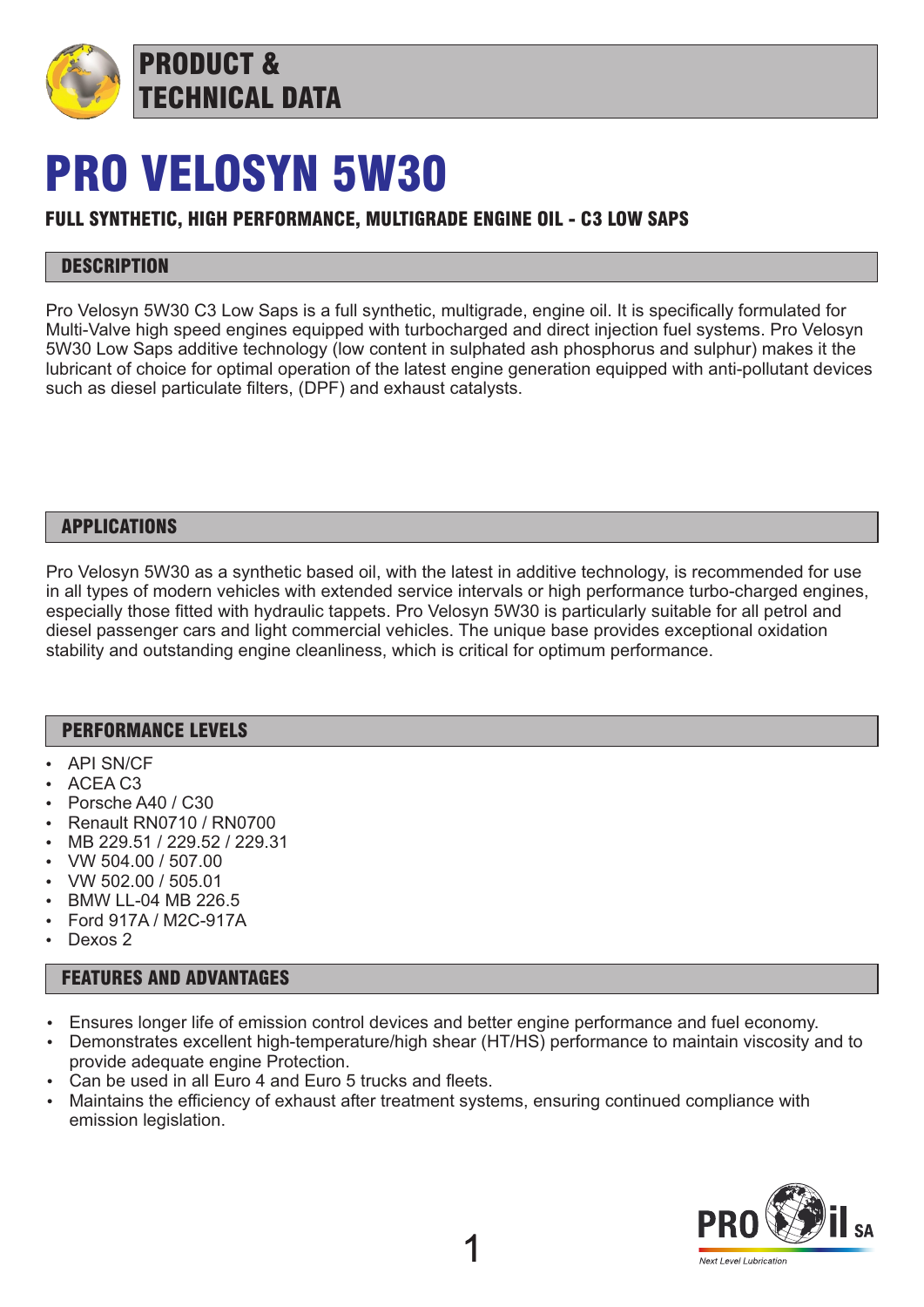# PRODUCT & TECHNICAL DATA

# PRO VELOSYN 5W30

**FULL SYNTHETIC, HIGH PERFORMANCE, MULTIGRADE ENGINE OIL - C3 LOW SAPS**

## DESCRIPTION

Pro Velosyn 5W30 C3 Low Saps is a full synthetic, multigrade, engine oil. It is specifically formulated for Multi-Valve high speed engines equipped with turbocharged and direct injection fuel systems. Pro Velosyn 5W30 Low Saps additive technology (low content in sulphated ash phosphorus and sulphur) makes it the lubricant of choice for optimal operation of the latest engine generation equipped with anti-pollutant devices such as diesel particulate filters, (DPF) and exhaust catalysts.

## APPLICATIONS

Pro Velosyn 5W30 as a synthetic based oil, with the latest in additive technology, is recommended for use in all types of modern vehicles with extended service intervals or high performance turbo-charged engines, especially those fitted with hydraulic tappets. Pro Velosyn 5W30 is particularly suitable for all petrol and diesel passenger cars and light commercial vehicles. The unique base provides exceptional oxidation stability and outstanding engine cleanliness, which is critical for optimum performance.

## PERFORMANCE LEVELS

- API SN/CF
- ACEA C3
- Porsche A40 / C30
- Renault RN0710 / RN0700
- MB 229.51 / 229.52 / 229.31
- VW 504.00 / 507.00
- VW 502.00 / 505.01
- BMW LL-04 MB 226.5
- Ford 917A / M2C-917A
- Dexos 2

## FEATURES AND ADVANTAGES

- Ensures longer life of emission control devices and better engine performance and fuel economy.
- Demonstrates excellent high-temperature/high shear (HT/HS) performance to maintain viscosity and to provide adequate engine Protection.
- Can be used in all Euro 4 and Euro 5 trucks and fleets.
- Maintains the efficiency of exhaust after treatment systems, ensuring continued compliance with emission legislation.

PRO Oil SA
*Next Level Lubrication*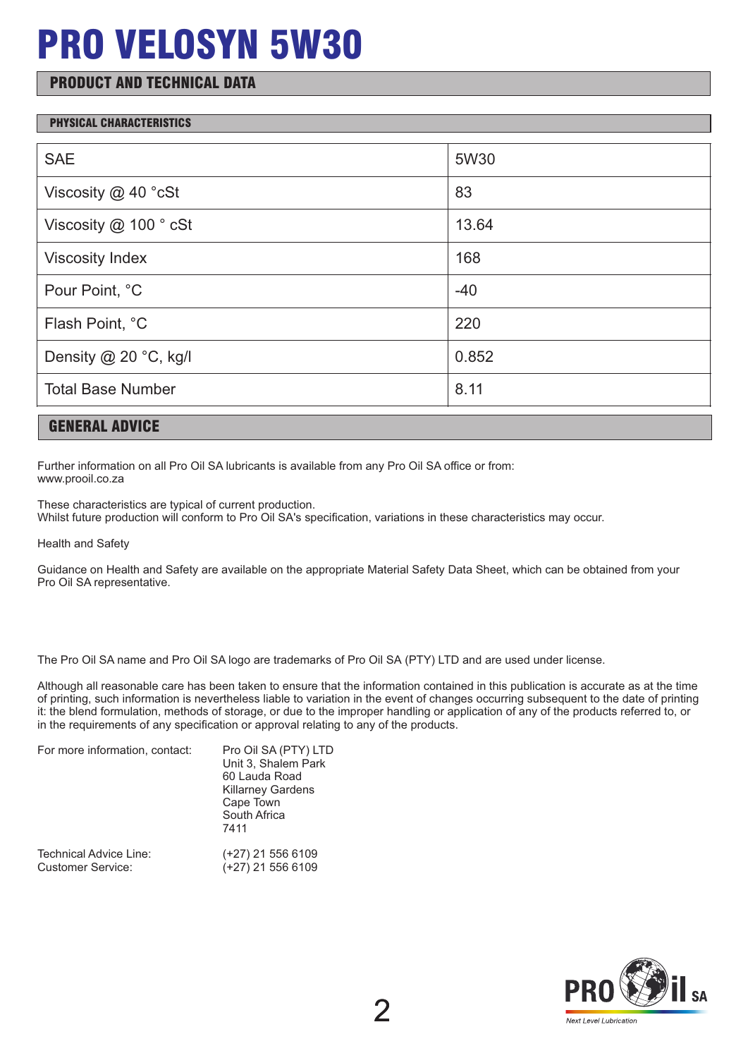# PRO VELOSYN 5W30

## PRODUCT AND TECHNICAL DATA

### PHYSICAL CHARACTERISTICS

| | |
|---|---|
| SAE | 5W30 |
| Viscosity @ 40 °cSt | 83 |
| Viscosity @ 100 ° cSt | 13.64 |
| Viscosity Index | 168 |
| Pour Point, °C | -40 |
| Flash Point, °C | 220 |
| Density @ 20 °C, kg/l | 0.852 |
| Total Base Number | 8.11 |

## GENERAL ADVICE

Further information on all Pro Oil SA lubricants is available from any Pro Oil SA office or from:
www.prooil.co.za

These characteristics are typical of current production.
Whilst future production will conform to Pro Oil SA's specification, variations in these characteristics may occur.

Health and Safety

Guidance on Health and Safety are available on the appropriate Material Safety Data Sheet, which can be obtained from your Pro Oil SA representative.

The Pro Oil SA name and Pro Oil SA logo are trademarks of Pro Oil SA (PTY) LTD and are used under license.

Although all reasonable care has been taken to ensure that the information contained in this publication is accurate as at the time of printing, such information is nevertheless liable to variation in the event of changes occurring subsequent to the date of printing it: the blend formulation, methods of storage, or due to the improper handling or application of any of the products referred to, or in the requirements of any specification or approval relating to any of the products.

For more information, contact:

Pro Oil SA (PTY) LTD
Unit 3, Shalem Park
60 Lauda Road
Killarney Gardens
Cape Town
South Africa
7411

Technical Advice Line: (+27) 21 556 6109
Customer Service: (+27) 21 556 6109

PRO Oil SA
Next Level Lubrication